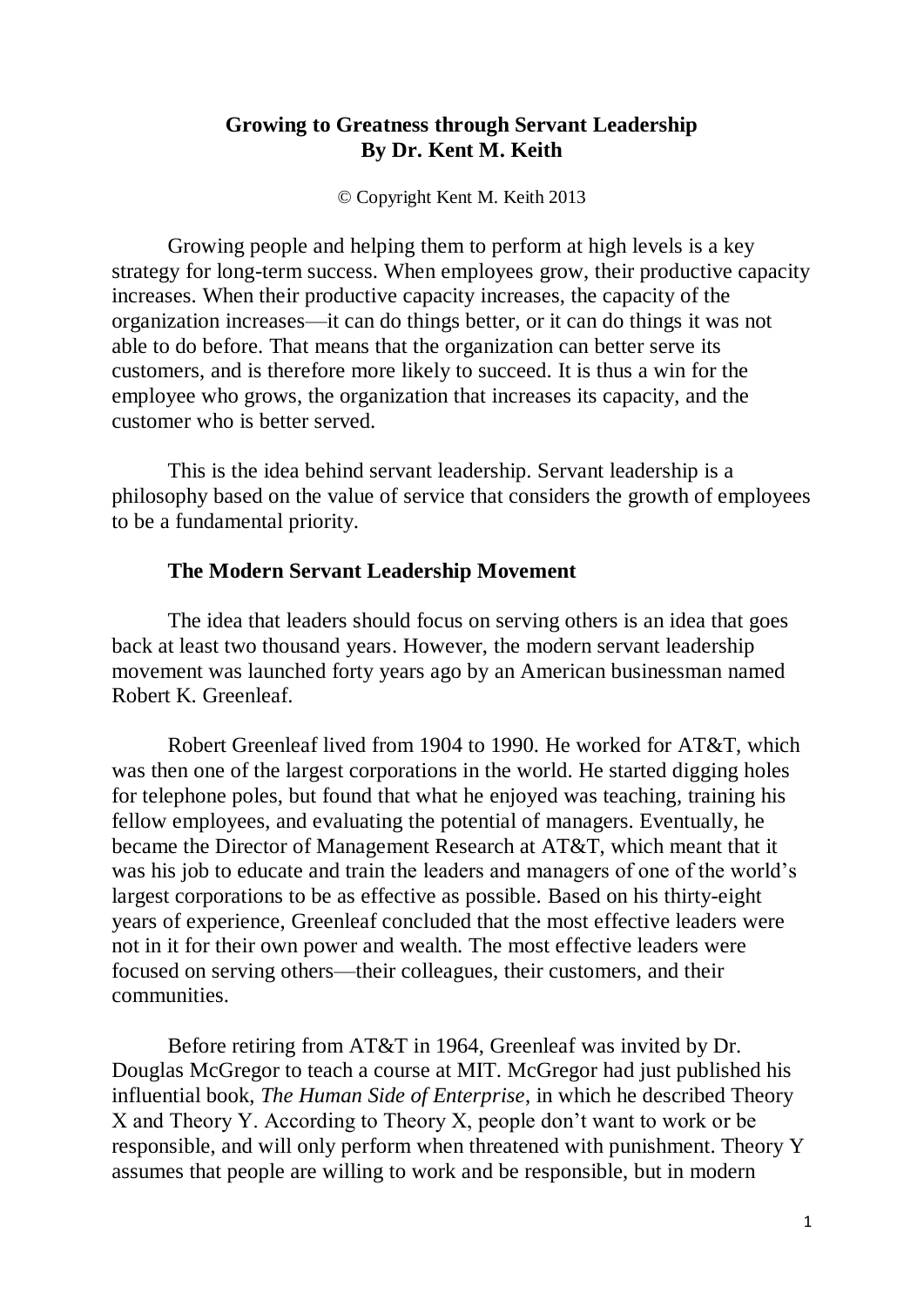# Growing to Greatness through Servant Leadership
## By Dr. Kent M. Keith

© Copyright Kent M. Keith 2013

Growing people and helping them to perform at high levels is a key strategy for long-term success. When employees grow, their productive capacity increases. When their productive capacity increases, the capacity of the organization increases—it can do things better, or it can do things it was not able to do before. That means that the organization can better serve its customers, and is therefore more likely to succeed. It is thus a win for the employee who grows, the organization that increases its capacity, and the customer who is better served.

This is the idea behind servant leadership. Servant leadership is a philosophy based on the value of service that considers the growth of employees to be a fundamental priority.

### The Modern Servant Leadership Movement

The idea that leaders should focus on serving others is an idea that goes back at least two thousand years. However, the modern servant leadership movement was launched forty years ago by an American businessman named Robert K. Greenleaf.

Robert Greenleaf lived from 1904 to 1990. He worked for AT&T, which was then one of the largest corporations in the world. He started digging holes for telephone poles, but found that what he enjoyed was teaching, training his fellow employees, and evaluating the potential of managers. Eventually, he became the Director of Management Research at AT&T, which meant that it was his job to educate and train the leaders and managers of one of the world's largest corporations to be as effective as possible. Based on his thirty-eight years of experience, Greenleaf concluded that the most effective leaders were not in it for their own power and wealth. The most effective leaders were focused on serving others—their colleagues, their customers, and their communities.

Before retiring from AT&T in 1964, Greenleaf was invited by Dr. Douglas McGregor to teach a course at MIT. McGregor had just published his influential book, *The Human Side of Enterprise*, in which he described Theory X and Theory Y. According to Theory X, people don't want to work or be responsible, and will only perform when threatened with punishment. Theory Y assumes that people are willing to work and be responsible, but in modern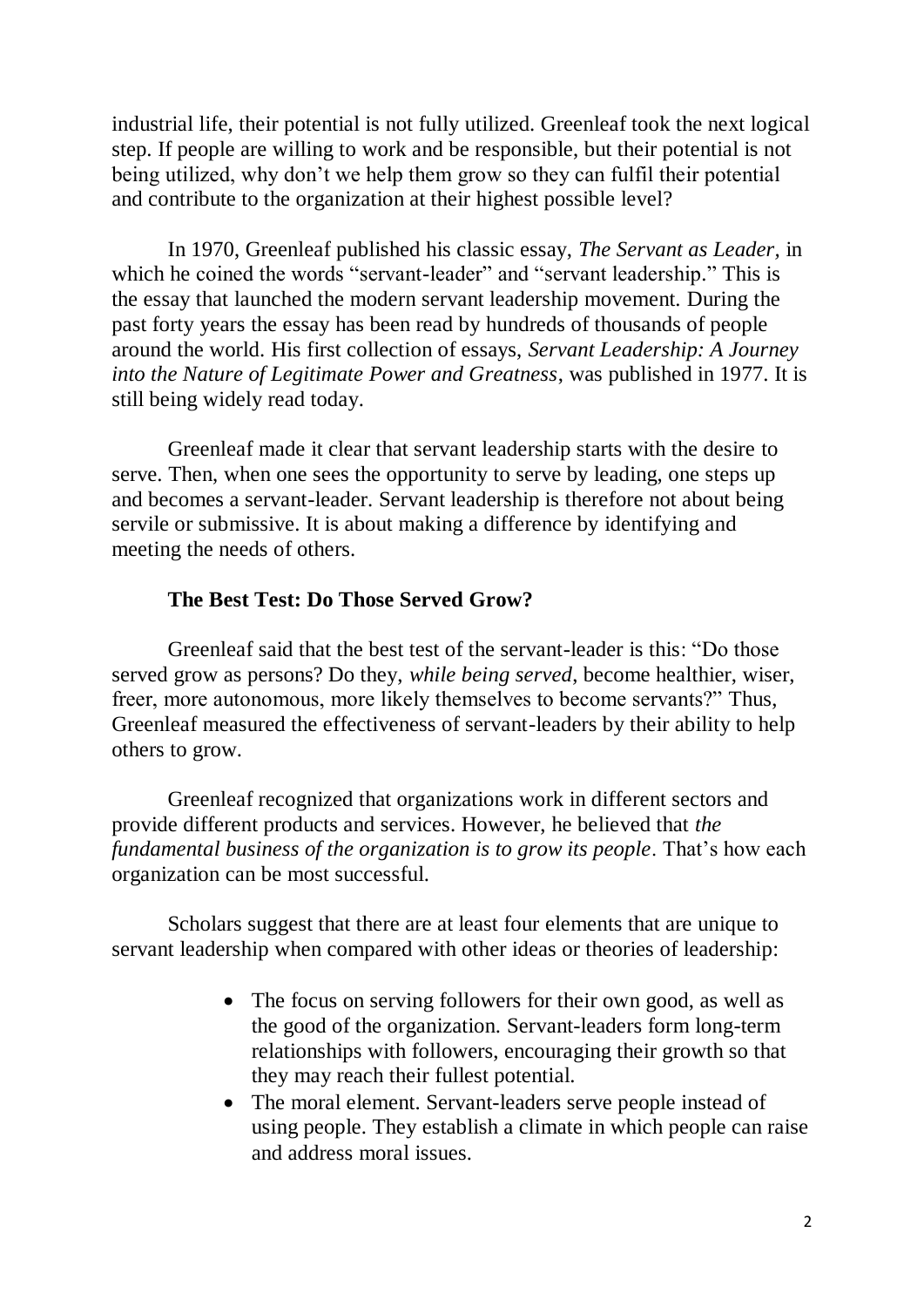industrial life, their potential is not fully utilized. Greenleaf took the next logical step. If people are willing to work and be responsible, but their potential is not being utilized, why don't we help them grow so they can fulfil their potential and contribute to the organization at their highest possible level?

In 1970, Greenleaf published his classic essay, *The Servant as Leader*, in which he coined the words "servant-leader" and "servant leadership." This is the essay that launched the modern servant leadership movement. During the past forty years the essay has been read by hundreds of thousands of people around the world. His first collection of essays, *Servant Leadership: A Journey into the Nature of Legitimate Power and Greatness*, was published in 1977. It is still being widely read today.

Greenleaf made it clear that servant leadership starts with the desire to serve. Then, when one sees the opportunity to serve by leading, one steps up and becomes a servant-leader. Servant leadership is therefore not about being servile or submissive. It is about making a difference by identifying and meeting the needs of others.

### The Best Test: Do Those Served Grow?

Greenleaf said that the best test of the servant-leader is this: "Do those served grow as persons? Do they, *while being served*, become healthier, wiser, freer, more autonomous, more likely themselves to become servants?" Thus, Greenleaf measured the effectiveness of servant-leaders by their ability to help others to grow.

Greenleaf recognized that organizations work in different sectors and provide different products and services. However, he believed that *the fundamental business of the organization is to grow its people*. That's how each organization can be most successful.

Scholars suggest that there are at least four elements that are unique to servant leadership when compared with other ideas or theories of leadership:

- The focus on serving followers for their own good, as well as the good of the organization. Servant-leaders form long-term relationships with followers, encouraging their growth so that they may reach their fullest potential.
- The moral element. Servant-leaders serve people instead of using people. They establish a climate in which people can raise and address moral issues.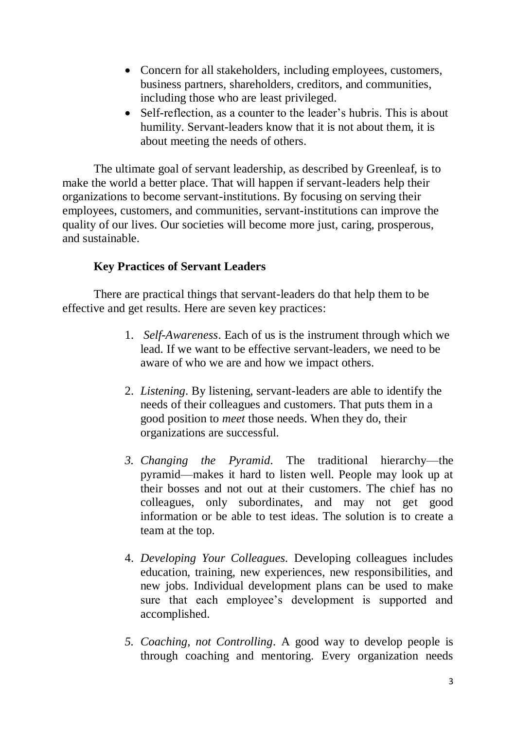- Concern for all stakeholders, including employees, customers, business partners, shareholders, creditors, and communities, including those who are least privileged.
- Self-reflection, as a counter to the leader's hubris. This is about humility. Servant-leaders know that it is not about them, it is about meeting the needs of others.

The ultimate goal of servant leadership, as described by Greenleaf, is to make the world a better place. That will happen if servant-leaders help their organizations to become servant-institutions. By focusing on serving their employees, customers, and communities, servant-institutions can improve the quality of our lives. Our societies will become more just, caring, prosperous, and sustainable.

**Key Practices of Servant Leaders**

There are practical things that servant-leaders do that help them to be effective and get results. Here are seven key practices:

1. *Self-Awareness*. Each of us is the instrument through which we lead. If we want to be effective servant-leaders, we need to be aware of who we are and how we impact others.

2. *Listening*. By listening, servant-leaders are able to identify the needs of their colleagues and customers. That puts them in a good position to *meet* those needs. When they do, their organizations are successful.

3. *Changing the Pyramid*. The traditional hierarchy—the pyramid—makes it hard to listen well. People may look up at their bosses and not out at their customers. The chief has no colleagues, only subordinates, and may not get good information or be able to test ideas. The solution is to create a team at the top.

4. *Developing Your Colleagues.* Developing colleagues includes education, training, new experiences, new responsibilities, and new jobs. Individual development plans can be used to make sure that each employee's development is supported and accomplished.

5. *Coaching, not Controlling*. A good way to develop people is through coaching and mentoring. Every organization needs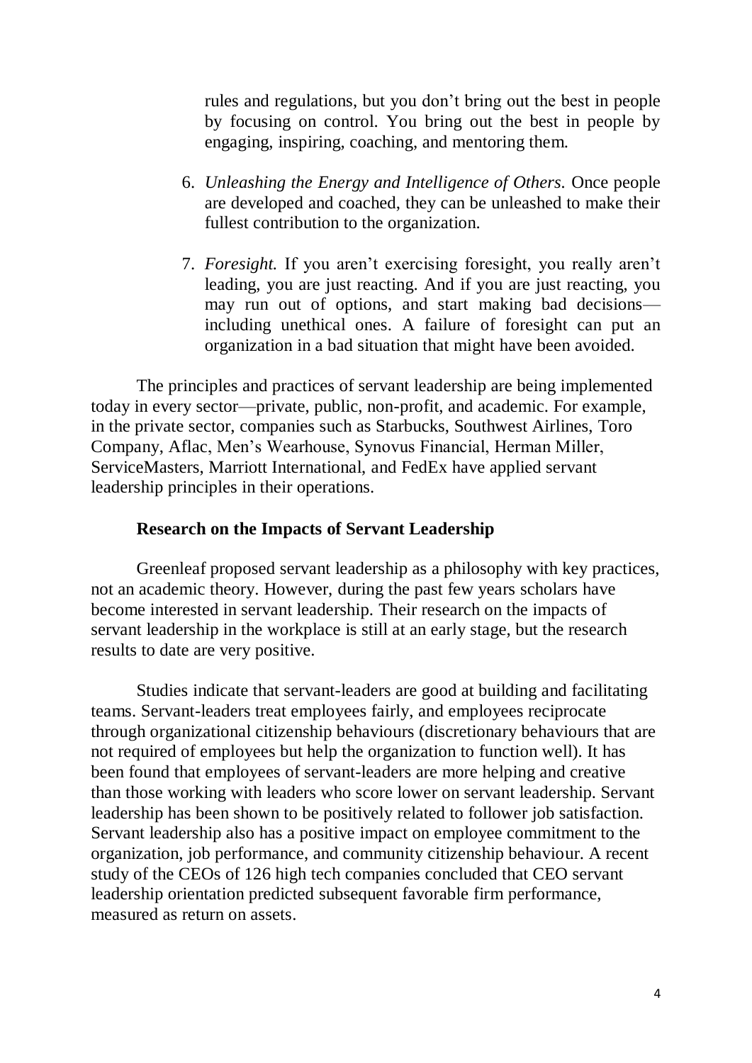rules and regulations, but you don’t bring out the best in people by focusing on control. You bring out the best in people by engaging, inspiring, coaching, and mentoring them.

6. *Unleashing the Energy and Intelligence of Others.* Once people are developed and coached, they can be unleashed to make their fullest contribution to the organization.

7. *Foresight.* If you aren’t exercising foresight, you really aren’t leading, you are just reacting. And if you are just reacting, you may run out of options, and start making bad decisions—including unethical ones. A failure of foresight can put an organization in a bad situation that might have been avoided.

The principles and practices of servant leadership are being implemented today in every sector—private, public, non-profit, and academic. For example, in the private sector, companies such as Starbucks, Southwest Airlines, Toro Company, Aflac, Men’s Wearhouse, Synovus Financial, Herman Miller, ServiceMasters, Marriott International, and FedEx have applied servant leadership principles in their operations.

**Research on the Impacts of Servant Leadership**

Greenleaf proposed servant leadership as a philosophy with key practices, not an academic theory. However, during the past few years scholars have become interested in servant leadership. Their research on the impacts of servant leadership in the workplace is still at an early stage, but the research results to date are very positive.

Studies indicate that servant-leaders are good at building and facilitating teams. Servant-leaders treat employees fairly, and employees reciprocate through organizational citizenship behaviours (discretionary behaviours that are not required of employees but help the organization to function well). It has been found that employees of servant-leaders are more helping and creative than those working with leaders who score lower on servant leadership. Servant leadership has been shown to be positively related to follower job satisfaction. Servant leadership also has a positive impact on employee commitment to the organization, job performance, and community citizenship behaviour. A recent study of the CEOs of 126 high tech companies concluded that CEO servant leadership orientation predicted subsequent favorable firm performance, measured as return on assets.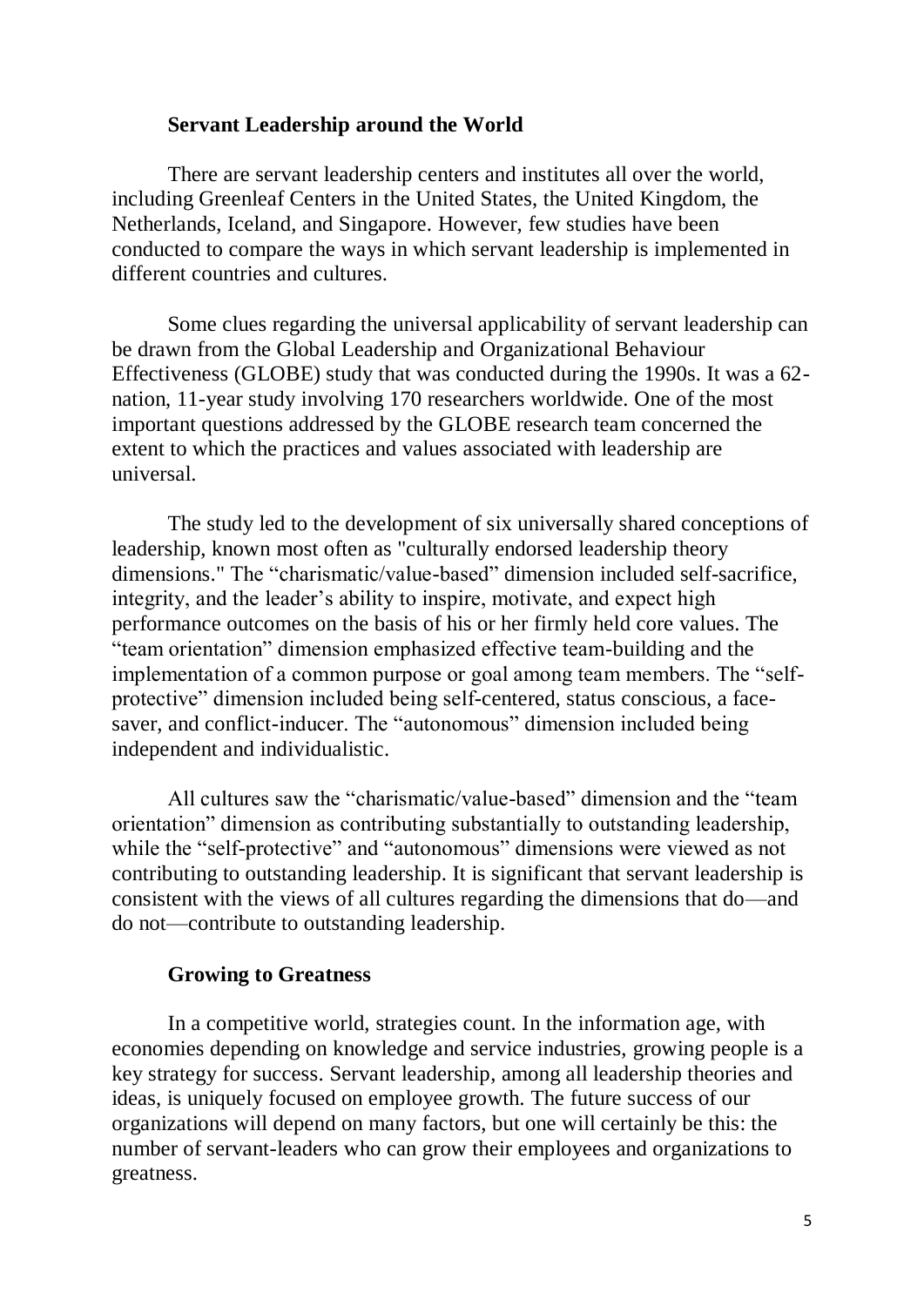## Servant Leadership around the World

There are servant leadership centers and institutes all over the world, including Greenleaf Centers in the United States, the United Kingdom, the Netherlands, Iceland, and Singapore. However, few studies have been conducted to compare the ways in which servant leadership is implemented in different countries and cultures.

Some clues regarding the universal applicability of servant leadership can be drawn from the Global Leadership and Organizational Behaviour Effectiveness (GLOBE) study that was conducted during the 1990s. It was a 62-nation, 11-year study involving 170 researchers worldwide. One of the most important questions addressed by the GLOBE research team concerned the extent to which the practices and values associated with leadership are universal.

The study led to the development of six universally shared conceptions of leadership, known most often as "culturally endorsed leadership theory dimensions." The "charismatic/value-based" dimension included self-sacrifice, integrity, and the leader's ability to inspire, motivate, and expect high performance outcomes on the basis of his or her firmly held core values. The "team orientation" dimension emphasized effective team-building and the implementation of a common purpose or goal among team members. The "self-protective" dimension included being self-centered, status conscious, a face-saver, and conflict-inducer. The "autonomous" dimension included being independent and individualistic.

All cultures saw the "charismatic/value-based" dimension and the "team orientation" dimension as contributing substantially to outstanding leadership, while the "self-protective" and "autonomous" dimensions were viewed as not contributing to outstanding leadership. It is significant that servant leadership is consistent with the views of all cultures regarding the dimensions that do—and do not—contribute to outstanding leadership.

## Growing to Greatness

In a competitive world, strategies count. In the information age, with economies depending on knowledge and service industries, growing people is a key strategy for success. Servant leadership, among all leadership theories and ideas, is uniquely focused on employee growth. The future success of our organizations will depend on many factors, but one will certainly be this: the number of servant-leaders who can grow their employees and organizations to greatness.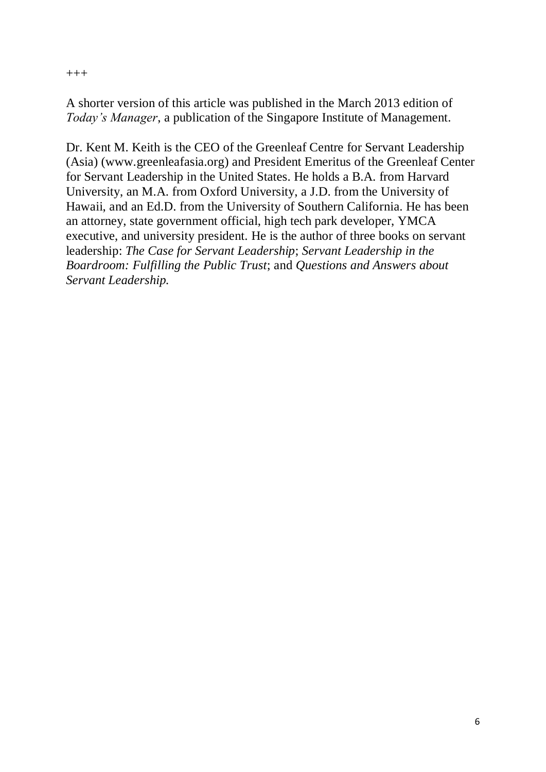+++

A shorter version of this article was published in the March 2013 edition of *Today's Manager*, a publication of the Singapore Institute of Management.

Dr. Kent M. Keith is the CEO of the Greenleaf Centre for Servant Leadership (Asia) (www.greenleafasia.org) and President Emeritus of the Greenleaf Center for Servant Leadership in the United States. He holds a B.A. from Harvard University, an M.A. from Oxford University, a J.D. from the University of Hawaii, and an Ed.D. from the University of Southern California. He has been an attorney, state government official, high tech park developer, YMCA executive, and university president. He is the author of three books on servant leadership: *The Case for Servant Leadership*; *Servant Leadership in the Boardroom: Fulfilling the Public Trust*; and *Questions and Answers about Servant Leadership.*